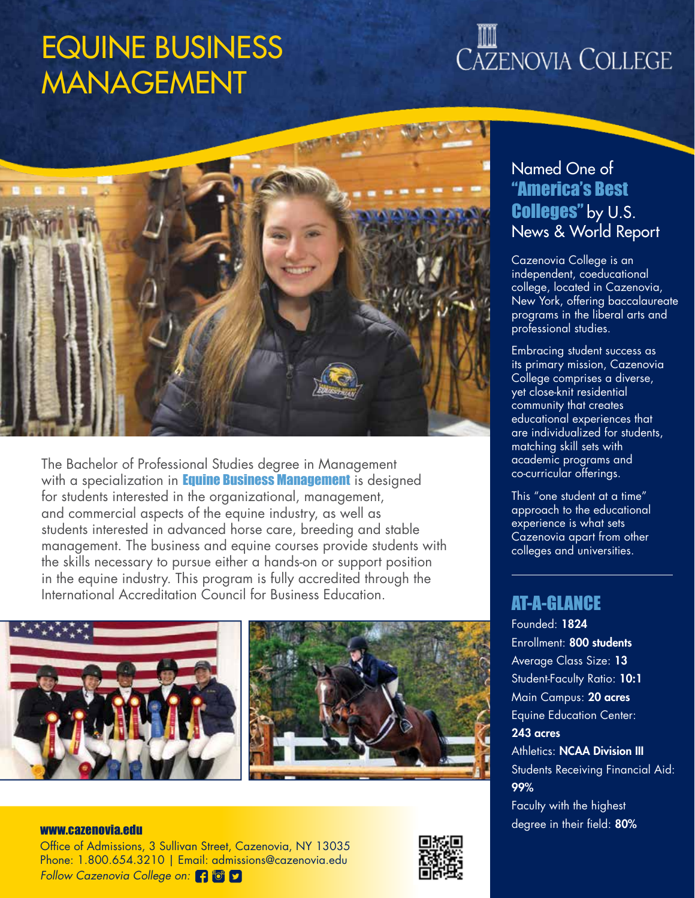# EQUINE BUSINESS MANAGEMENT

CAZENOVIA COLLEGE

The Bachelor of Professional Studies degree in Management with a specialization in **Equine Business Management** is designed for students interested in the organizational, management, and commercial aspects of the equine industry, as well as students interested in advanced horse care, breeding and stable management. The business and equine courses provide students with the skills necessary to pursue either a hands-on or support position in the equine industry. This program is fully accredited through the International Accreditation Council for Business Education.

## Named One of **"America's Best Colleges"** by U.S. News & World Report

Cazenovia College is an independent, coeducational college, located in Cazenovia, New York, offering baccalaureate programs in the liberal arts and professional studies.

Embracing student success as its primary mission, Cazenovia College comprises a diverse, yet close-knit residential community that creates educational experiences that are individualized for students, matching skill sets with academic programs and co-curricular offerings.

This "one student at a time" approach to the educational experience is what sets Cazenovia apart from other colleges and universities.

## AT-A-GLANCE

Founded: **1824**

Enrollment: **800 students**

Average Class Size: **13**

Student-Faculty Ratio: **10:1**

Main Campus: **20 acres**

Equine Education Center: **243 acres**

Athletics: **NCAA Division III**

Students Receiving Financial Aid: **99%**

Faculty with the highest degree in their field: **80%**

**www.cazenovia.edu**

Office of Admissions, 3 Sullivan Street, Cazenovia, NY 13035

Phone: 1.800.654.3210 | Email: admissions@cazenovia.edu

*Follow Cazenovia College on:*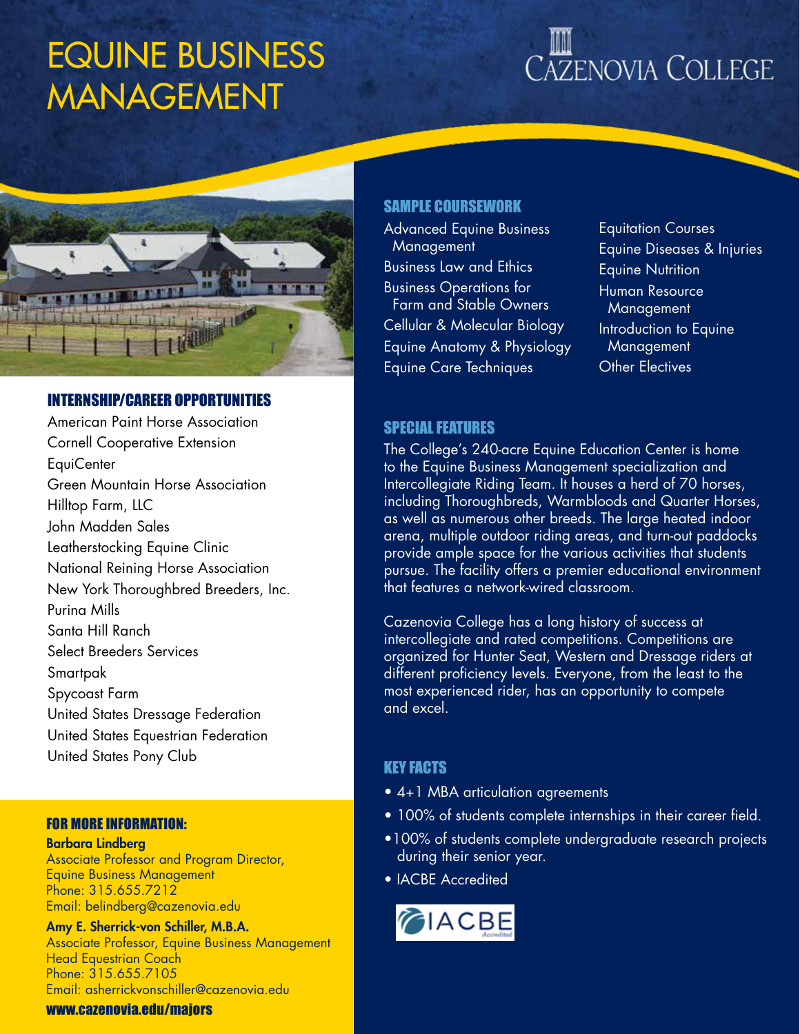# EQUINE BUSINESS MANAGEMENT

CAZENOVIA COLLEGE

## SAMPLE COURSEWORK

- Advanced Equine Business Management
- Business Law and Ethics
- Business Operations for Farm and Stable Owners
- Cellular & Molecular Biology
- Equine Anatomy & Physiology
- Equine Care Techniques
- Equitation Courses
- Equine Diseases & Injuries
- Equine Nutrition
- Human Resource Management
- Introduction to Equine Management
- Other Electives

## SPECIAL FEATURES

The College's 240-acre Equine Education Center is home to the Equine Business Management specialization and Intercollegiate Riding Team. It houses a herd of 70 horses, including Thoroughbreds, Warmbloods and Quarter Horses, as well as numerous other breeds. The large heated indoor arena, multiple outdoor riding areas, and turn-out paddocks provide ample space for the various activities that students pursue. The facility offers a premier educational environment that features a network-wired classroom.

Cazenovia College has a long history of success at intercollegiate and rated competitions. Competitions are organized for Hunter Seat, Western and Dressage riders at different proficiency levels. Everyone, from the least to the most experienced rider, has an opportunity to compete and excel.

## INTERNSHIP/CAREER OPPORTUNITIES

- American Paint Horse Association
- Cornell Cooperative Extension
- EquiCenter
- Green Mountain Horse Association
- Hilltop Farm, LLC
- John Madden Sales
- Leatherstocking Equine Clinic
- National Reining Horse Association
- New York Thoroughbred Breeders, Inc.
- Purina Mills
- Santa Hill Ranch
- Select Breeders Services
- Smartpak
- Spycoast Farm
- United States Dressage Federation
- United States Equestrian Federation
- United States Pony Club

## KEY FACTS

- 4+1 MBA articulation agreements
- 100% of students complete internships in their career field.
- 100% of students complete undergraduate research projects during their senior year.
- IACBE Accredited

IACBE Accredited

## FOR MORE INFORMATION:

**Barbara Lindberg**
Associate Professor and Program Director, Equine Business Management
Phone: 315.655.7212
Email: belindberg@cazenovia.edu

**Amy E. Sherrick-von Schiller, M.B.A.**
Associate Professor, Equine Business Management
Head Equestrian Coach
Phone: 315.655.7105
Email: asherrickvonschiller@cazenovia.edu

**www.cazenovia.edu/majors**